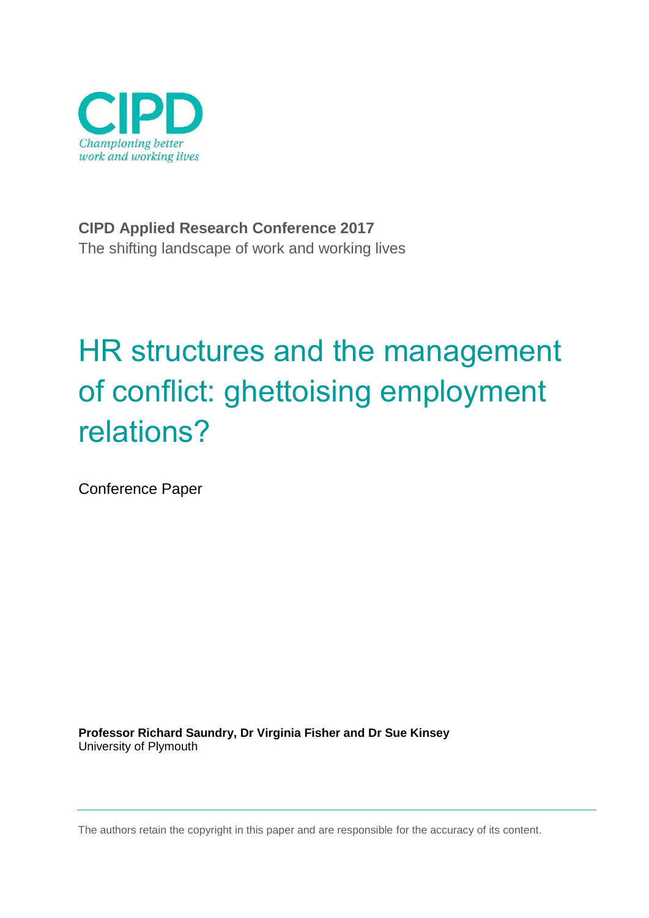CIPD

*Championing better work and working lives*

**CIPD Applied Research Conference 2017**

The shifting landscape of work and working lives

# HR structures and the management of conflict: ghettoising employment relations?

Conference Paper

**Professor Richard Saundry, Dr Virginia Fisher and Dr Sue Kinsey**
University of Plymouth

The authors retain the copyright in this paper and are responsible for the accuracy of its content.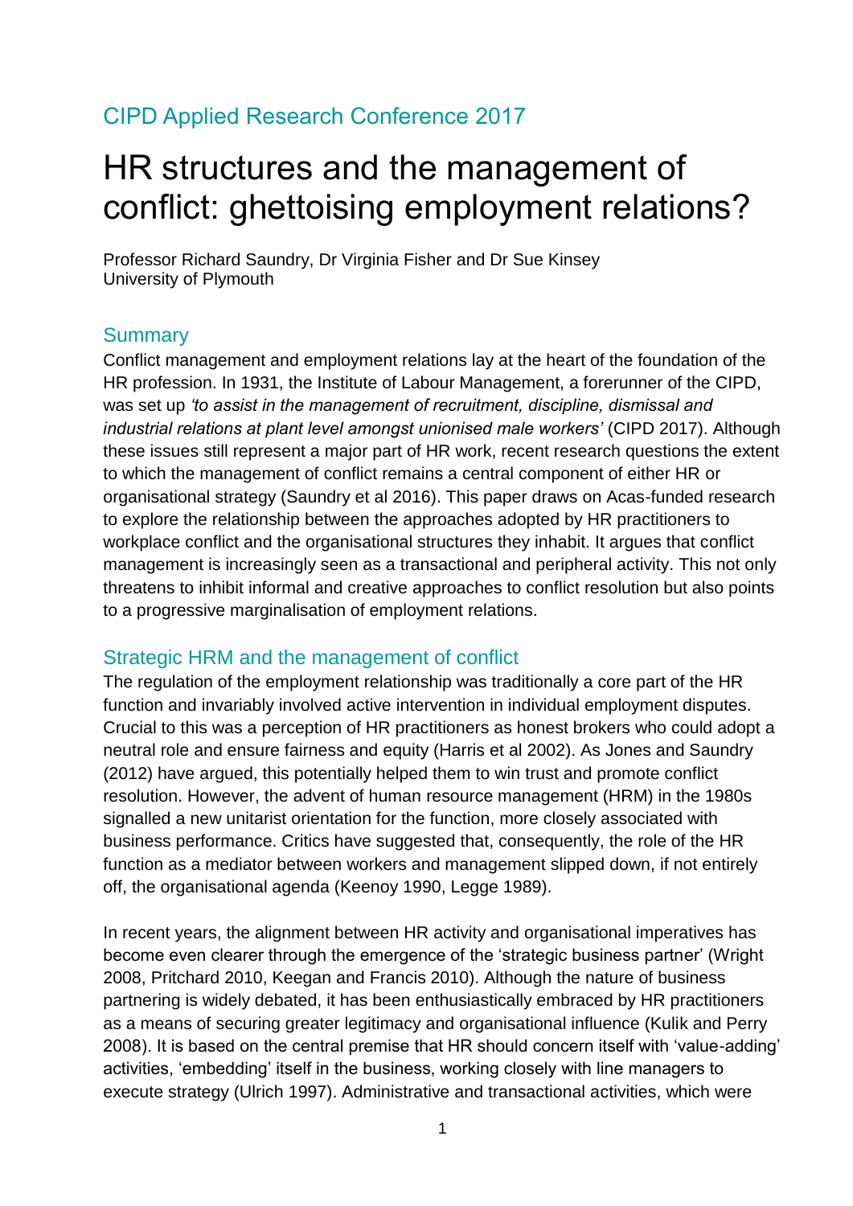CIPD Applied Research Conference 2017

# HR structures and the management of conflict: ghettoising employment relations?

Professor Richard Saundry, Dr Virginia Fisher and Dr Sue Kinsey
University of Plymouth

## Summary

Conflict management and employment relations lay at the heart of the foundation of the HR profession. In 1931, the Institute of Labour Management, a forerunner of the CIPD, was set up *'to assist in the management of recruitment, discipline, dismissal and industrial relations at plant level amongst unionised male workers'* (CIPD 2017). Although these issues still represent a major part of HR work, recent research questions the extent to which the management of conflict remains a central component of either HR or organisational strategy (Saundry et al 2016). This paper draws on Acas-funded research to explore the relationship between the approaches adopted by HR practitioners to workplace conflict and the organisational structures they inhabit. It argues that conflict management is increasingly seen as a transactional and peripheral activity. This not only threatens to inhibit informal and creative approaches to conflict resolution but also points to a progressive marginalisation of employment relations.

## Strategic HRM and the management of conflict

The regulation of the employment relationship was traditionally a core part of the HR function and invariably involved active intervention in individual employment disputes. Crucial to this was a perception of HR practitioners as honest brokers who could adopt a neutral role and ensure fairness and equity (Harris et al 2002). As Jones and Saundry (2012) have argued, this potentially helped them to win trust and promote conflict resolution. However, the advent of human resource management (HRM) in the 1980s signalled a new unitarist orientation for the function, more closely associated with business performance. Critics have suggested that, consequently, the role of the HR function as a mediator between workers and management slipped down, if not entirely off, the organisational agenda (Keenoy 1990, Legge 1989).

In recent years, the alignment between HR activity and organisational imperatives has become even clearer through the emergence of the 'strategic business partner' (Wright 2008, Pritchard 2010, Keegan and Francis 2010). Although the nature of business partnering is widely debated, it has been enthusiastically embraced by HR practitioners as a means of securing greater legitimacy and organisational influence (Kulik and Perry 2008). It is based on the central premise that HR should concern itself with 'value-adding' activities, 'embedding' itself in the business, working closely with line managers to execute strategy (Ulrich 1997). Administrative and transactional activities, which were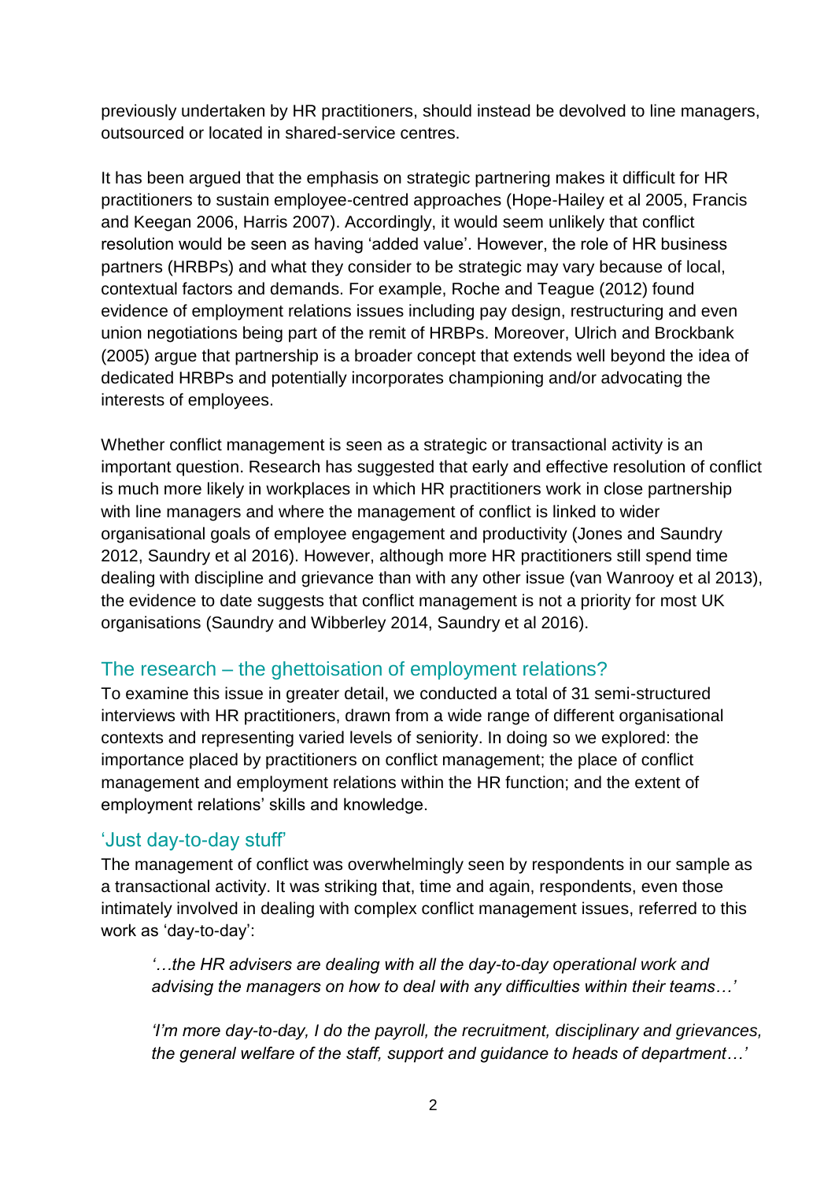previously undertaken by HR practitioners, should instead be devolved to line managers, outsourced or located in shared-service centres.

It has been argued that the emphasis on strategic partnering makes it difficult for HR practitioners to sustain employee-centred approaches (Hope-Hailey et al 2005, Francis and Keegan 2006, Harris 2007). Accordingly, it would seem unlikely that conflict resolution would be seen as having 'added value'. However, the role of HR business partners (HRBPs) and what they consider to be strategic may vary because of local, contextual factors and demands. For example, Roche and Teague (2012) found evidence of employment relations issues including pay design, restructuring and even union negotiations being part of the remit of HRBPs. Moreover, Ulrich and Brockbank (2005) argue that partnership is a broader concept that extends well beyond the idea of dedicated HRBPs and potentially incorporates championing and/or advocating the interests of employees.

Whether conflict management is seen as a strategic or transactional activity is an important question. Research has suggested that early and effective resolution of conflict is much more likely in workplaces in which HR practitioners work in close partnership with line managers and where the management of conflict is linked to wider organisational goals of employee engagement and productivity (Jones and Saundry 2012, Saundry et al 2016). However, although more HR practitioners still spend time dealing with discipline and grievance than with any other issue (van Wanrooy et al 2013), the evidence to date suggests that conflict management is not a priority for most UK organisations (Saundry and Wibberley 2014, Saundry et al 2016).

## The research – the ghettoisation of employment relations?

To examine this issue in greater detail, we conducted a total of 31 semi-structured interviews with HR practitioners, drawn from a wide range of different organisational contexts and representing varied levels of seniority. In doing so we explored: the importance placed by practitioners on conflict management; the place of conflict management and employment relations within the HR function; and the extent of employment relations' skills and knowledge.

### 'Just day-to-day stuff'

The management of conflict was overwhelmingly seen by respondents in our sample as a transactional activity. It was striking that, time and again, respondents, even those intimately involved in dealing with complex conflict management issues, referred to this work as 'day-to-day':

> *'…the HR advisers are dealing with all the day-to-day operational work and advising the managers on how to deal with any difficulties within their teams…'*

> *'I'm more day-to-day, I do the payroll, the recruitment, disciplinary and grievances, the general welfare of the staff, support and guidance to heads of department…'*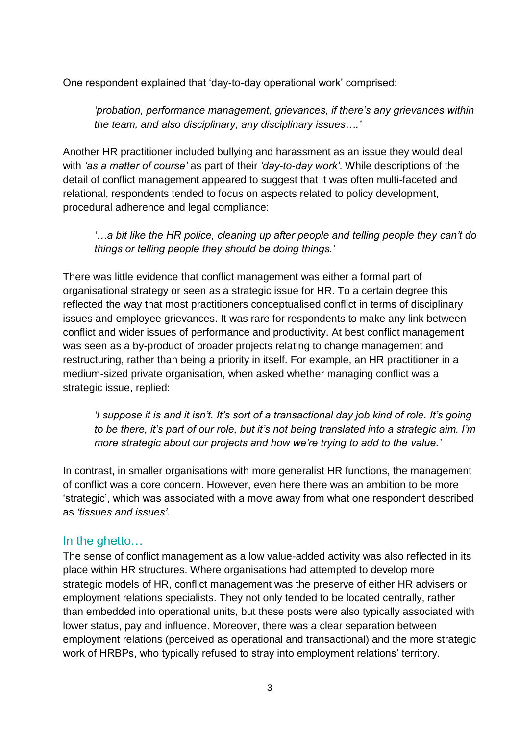One respondent explained that 'day-to-day operational work' comprised:

> *'probation, performance management, grievances, if there's any grievances within the team, and also disciplinary, any disciplinary issues….'*

Another HR practitioner included bullying and harassment as an issue they would deal with *'as a matter of course'* as part of their *'day-to-day work'*. While descriptions of the detail of conflict management appeared to suggest that it was often multi-faceted and relational, respondents tended to focus on aspects related to policy development, procedural adherence and legal compliance:

> *'…a bit like the HR police, cleaning up after people and telling people they can't do things or telling people they should be doing things.'*

There was little evidence that conflict management was either a formal part of organisational strategy or seen as a strategic issue for HR. To a certain degree this reflected the way that most practitioners conceptualised conflict in terms of disciplinary issues and employee grievances. It was rare for respondents to make any link between conflict and wider issues of performance and productivity. At best conflict management was seen as a by-product of broader projects relating to change management and restructuring, rather than being a priority in itself. For example, an HR practitioner in a medium-sized private organisation, when asked whether managing conflict was a strategic issue, replied:

> *'I suppose it is and it isn't. It's sort of a transactional day job kind of role. It's going to be there, it's part of our role, but it's not being translated into a strategic aim. I'm more strategic about our projects and how we're trying to add to the value.'*

In contrast, in smaller organisations with more generalist HR functions, the management of conflict was a core concern. However, even here there was an ambition to be more 'strategic', which was associated with a move away from what one respondent described as *'tissues and issues'*.

## In the ghetto…

The sense of conflict management as a low value-added activity was also reflected in its place within HR structures. Where organisations had attempted to develop more strategic models of HR, conflict management was the preserve of either HR advisers or employment relations specialists. They not only tended to be located centrally, rather than embedded into operational units, but these posts were also typically associated with lower status, pay and influence. Moreover, there was a clear separation between employment relations (perceived as operational and transactional) and the more strategic work of HRBPs, who typically refused to stray into employment relations' territory.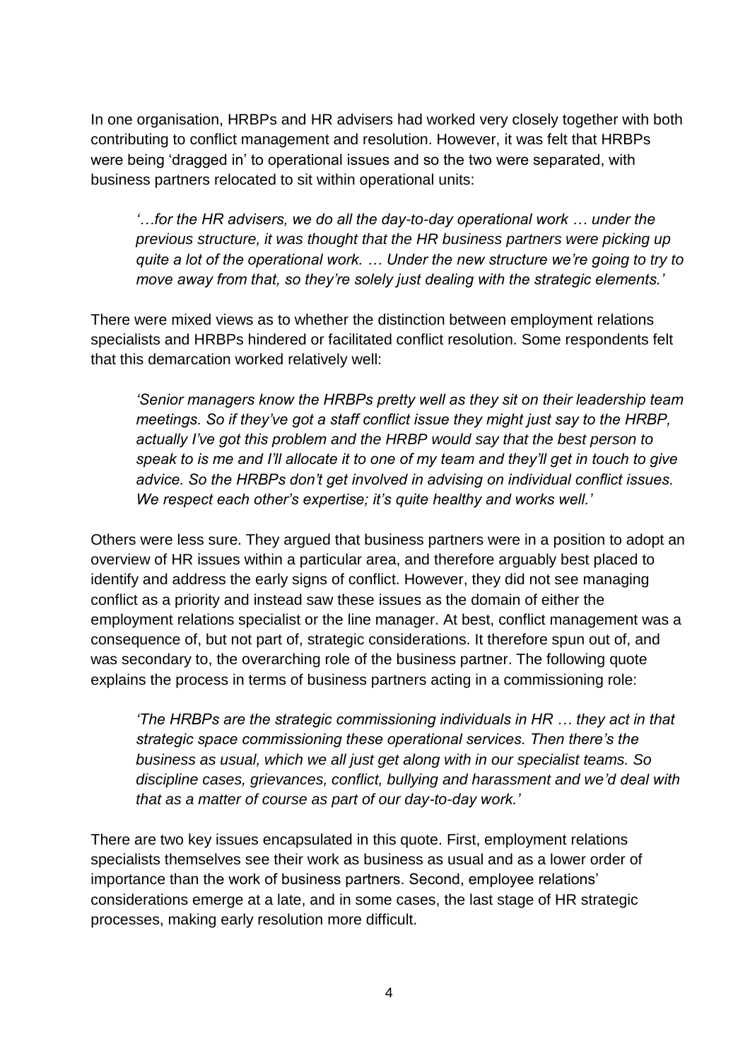In one organisation, HRBPs and HR advisers had worked very closely together with both contributing to conflict management and resolution. However, it was felt that HRBPs were being 'dragged in' to operational issues and so the two were separated, with business partners relocated to sit within operational units:

> *'…for the HR advisers, we do all the day-to-day operational work … under the previous structure, it was thought that the HR business partners were picking up quite a lot of the operational work. … Under the new structure we're going to try to move away from that, so they're solely just dealing with the strategic elements.'*

There were mixed views as to whether the distinction between employment relations specialists and HRBPs hindered or facilitated conflict resolution. Some respondents felt that this demarcation worked relatively well:

> *'Senior managers know the HRBPs pretty well as they sit on their leadership team meetings. So if they've got a staff conflict issue they might just say to the HRBP, actually I've got this problem and the HRBP would say that the best person to speak to is me and I'll allocate it to one of my team and they'll get in touch to give advice. So the HRBPs don't get involved in advising on individual conflict issues. We respect each other's expertise; it's quite healthy and works well.'*

Others were less sure. They argued that business partners were in a position to adopt an overview of HR issues within a particular area, and therefore arguably best placed to identify and address the early signs of conflict. However, they did not see managing conflict as a priority and instead saw these issues as the domain of either the employment relations specialist or the line manager. At best, conflict management was a consequence of, but not part of, strategic considerations. It therefore spun out of, and was secondary to, the overarching role of the business partner. The following quote explains the process in terms of business partners acting in a commissioning role:

> *'The HRBPs are the strategic commissioning individuals in HR … they act in that strategic space commissioning these operational services. Then there's the business as usual, which we all just get along with in our specialist teams. So discipline cases, grievances, conflict, bullying and harassment and we'd deal with that as a matter of course as part of our day-to-day work.'*

There are two key issues encapsulated in this quote. First, employment relations specialists themselves see their work as business as usual and as a lower order of importance than the work of business partners. Second, employee relations' considerations emerge at a late, and in some cases, the last stage of HR strategic processes, making early resolution more difficult.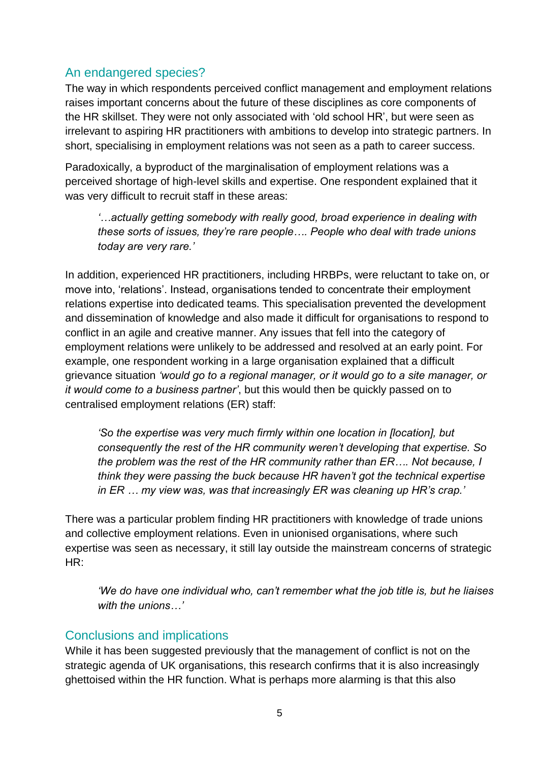## An endangered species?

The way in which respondents perceived conflict management and employment relations raises important concerns about the future of these disciplines as core components of the HR skillset. They were not only associated with 'old school HR', but were seen as irrelevant to aspiring HR practitioners with ambitions to develop into strategic partners. In short, specialising in employment relations was not seen as a path to career success.

Paradoxically, a byproduct of the marginalisation of employment relations was a perceived shortage of high-level skills and expertise. One respondent explained that it was very difficult to recruit staff in these areas:

> *'…actually getting somebody with really good, broad experience in dealing with these sorts of issues, they're rare people…. People who deal with trade unions today are very rare.'*

In addition, experienced HR practitioners, including HRBPs, were reluctant to take on, or move into, 'relations'. Instead, organisations tended to concentrate their employment relations expertise into dedicated teams. This specialisation prevented the development and dissemination of knowledge and also made it difficult for organisations to respond to conflict in an agile and creative manner. Any issues that fell into the category of employment relations were unlikely to be addressed and resolved at an early point. For example, one respondent working in a large organisation explained that a difficult grievance situation *'would go to a regional manager, or it would go to a site manager, or it would come to a business partner'*, but this would then be quickly passed on to centralised employment relations (ER) staff:

> *'So the expertise was very much firmly within one location in [location], but consequently the rest of the HR community weren't developing that expertise. So the problem was the rest of the HR community rather than ER…. Not because, I think they were passing the buck because HR haven't got the technical expertise in ER … my view was, was that increasingly ER was cleaning up HR's crap.'*

There was a particular problem finding HR practitioners with knowledge of trade unions and collective employment relations. Even in unionised organisations, where such expertise was seen as necessary, it still lay outside the mainstream concerns of strategic HR:

> *'We do have one individual who, can't remember what the job title is, but he liaises with the unions…'*

## Conclusions and implications

While it has been suggested previously that the management of conflict is not on the strategic agenda of UK organisations, this research confirms that it is also increasingly ghettoised within the HR function. What is perhaps more alarming is that this also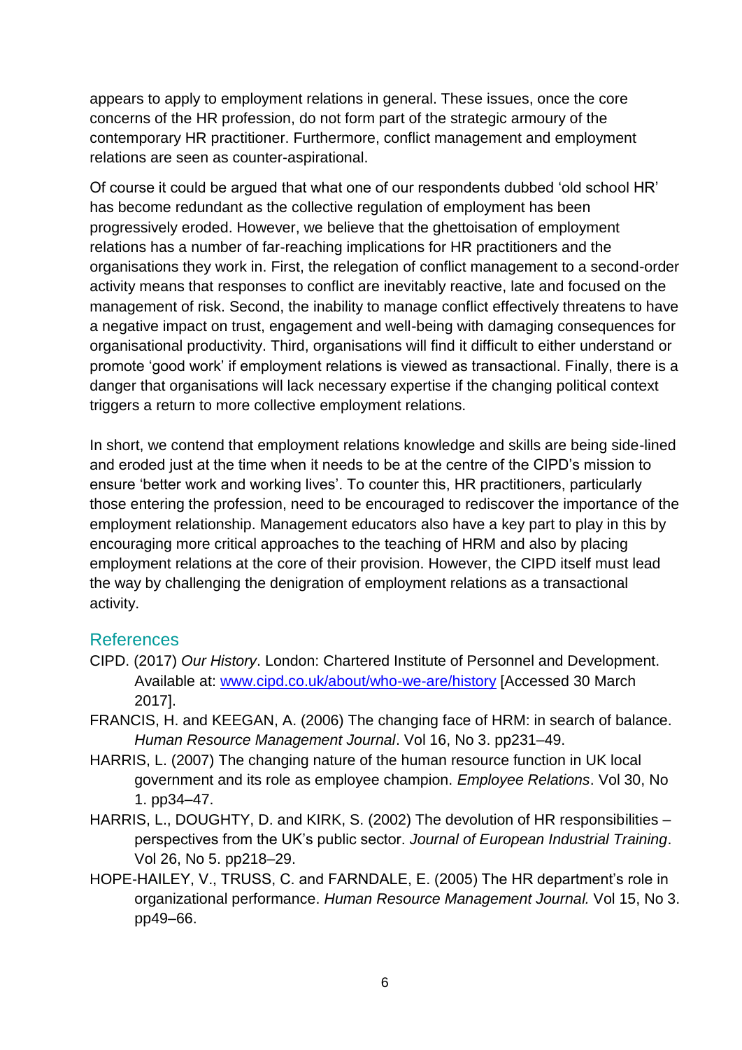appears to apply to employment relations in general. These issues, once the core concerns of the HR profession, do not form part of the strategic armoury of the contemporary HR practitioner. Furthermore, conflict management and employment relations are seen as counter-aspirational.

Of course it could be argued that what one of our respondents dubbed 'old school HR' has become redundant as the collective regulation of employment has been progressively eroded. However, we believe that the ghettoisation of employment relations has a number of far-reaching implications for HR practitioners and the organisations they work in. First, the relegation of conflict management to a second-order activity means that responses to conflict are inevitably reactive, late and focused on the management of risk. Second, the inability to manage conflict effectively threatens to have a negative impact on trust, engagement and well-being with damaging consequences for organisational productivity. Third, organisations will find it difficult to either understand or promote 'good work' if employment relations is viewed as transactional. Finally, there is a danger that organisations will lack necessary expertise if the changing political context triggers a return to more collective employment relations.

In short, we contend that employment relations knowledge and skills are being side-lined and eroded just at the time when it needs to be at the centre of the CIPD's mission to ensure 'better work and working lives'. To counter this, HR practitioners, particularly those entering the profession, need to be encouraged to rediscover the importance of the employment relationship. Management educators also have a key part to play in this by encouraging more critical approaches to the teaching of HRM and also by placing employment relations at the core of their provision. However, the CIPD itself must lead the way by challenging the denigration of employment relations as a transactional activity.

## References

CIPD. (2017) *Our History*. London: Chartered Institute of Personnel and Development. Available at: [www.cipd.co.uk/about/who-we-are/history](www.cipd.co.uk/about/who-we-are/history) [Accessed 30 March 2017].

FRANCIS, H. and KEEGAN, A. (2006) The changing face of HRM: in search of balance. *Human Resource Management Journal*. Vol 16, No 3. pp231–49.

HARRIS, L. (2007) The changing nature of the human resource function in UK local government and its role as employee champion. *Employee Relations*. Vol 30, No 1. pp34–47.

HARRIS, L., DOUGHTY, D. and KIRK, S. (2002) The devolution of HR responsibilities – perspectives from the UK's public sector. *Journal of European Industrial Training*. Vol 26, No 5. pp218–29.

HOPE-HAILEY, V., TRUSS, C. and FARNDALE, E. (2005) The HR department's role in organizational performance. *Human Resource Management Journal.* Vol 15, No 3. pp49–66.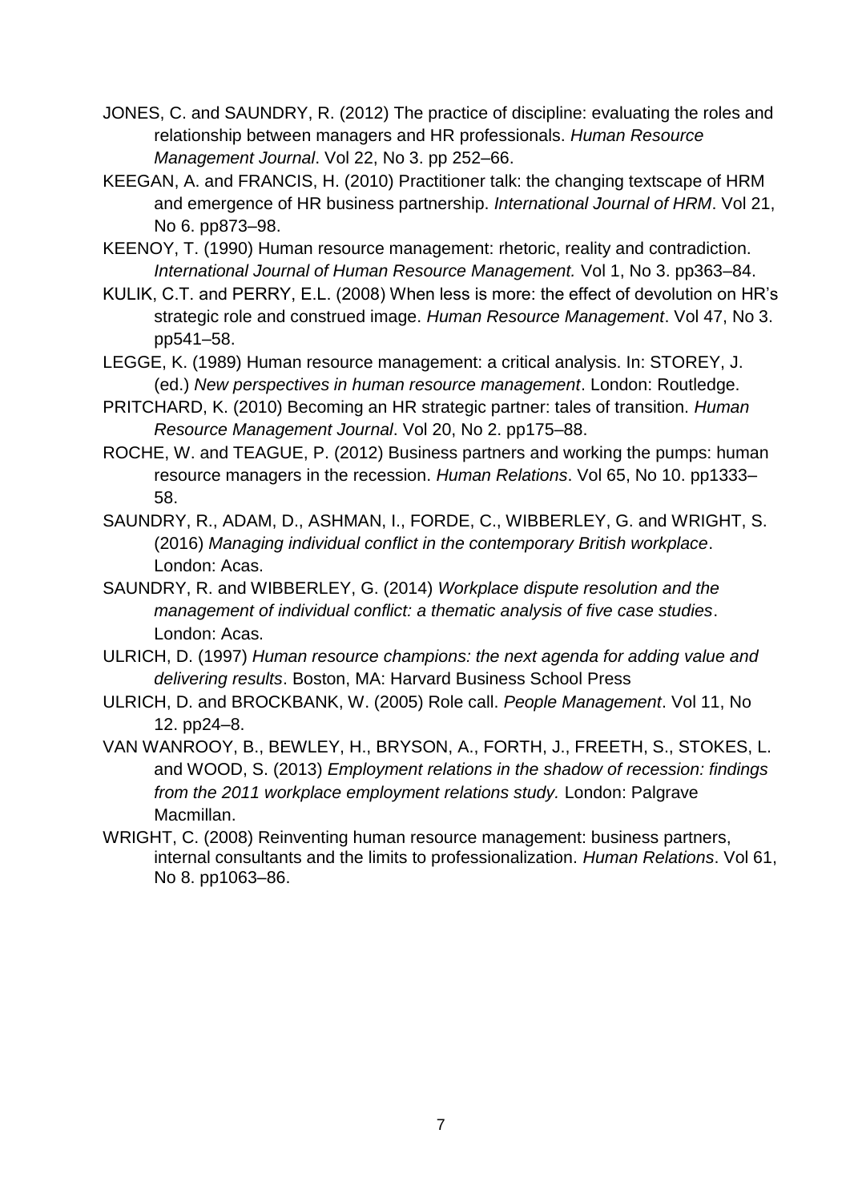JONES, C. and SAUNDRY, R. (2012) The practice of discipline: evaluating the roles and relationship between managers and HR professionals. *Human Resource Management Journal*. Vol 22, No 3. pp 252–66.

KEEGAN, A. and FRANCIS, H. (2010) Practitioner talk: the changing textscape of HRM and emergence of HR business partnership. *International Journal of HRM*. Vol 21, No 6. pp873–98.

KEENOY, T. (1990) Human resource management: rhetoric, reality and contradiction. *International Journal of Human Resource Management.* Vol 1, No 3. pp363–84.

KULIK, C.T. and PERRY, E.L. (2008) When less is more: the effect of devolution on HR's strategic role and construed image. *Human Resource Management*. Vol 47, No 3. pp541–58.

LEGGE, K. (1989) Human resource management: a critical analysis. In: STOREY, J. (ed.) *New perspectives in human resource management*. London: Routledge.

PRITCHARD, K. (2010) Becoming an HR strategic partner: tales of transition. *Human Resource Management Journal*. Vol 20, No 2. pp175–88.

ROCHE, W. and TEAGUE, P. (2012) Business partners and working the pumps: human resource managers in the recession. *Human Relations*. Vol 65, No 10. pp1333–58.

SAUNDRY, R., ADAM, D., ASHMAN, I., FORDE, C., WIBBERLEY, G. and WRIGHT, S. (2016) *Managing individual conflict in the contemporary British workplace*. London: Acas.

SAUNDRY, R. and WIBBERLEY, G. (2014) *Workplace dispute resolution and the management of individual conflict: a thematic analysis of five case studies*. London: Acas.

ULRICH, D. (1997) *Human resource champions: the next agenda for adding value and delivering results*. Boston, MA: Harvard Business School Press

ULRICH, D. and BROCKBANK, W. (2005) Role call. *People Management*. Vol 11, No 12. pp24–8.

VAN WANROOY, B., BEWLEY, H., BRYSON, A., FORTH, J., FREETH, S., STOKES, L. and WOOD, S. (2013) *Employment relations in the shadow of recession: findings from the 2011 workplace employment relations study.* London: Palgrave Macmillan.

WRIGHT, C. (2008) Reinventing human resource management: business partners, internal consultants and the limits to professionalization. *Human Relations*. Vol 61, No 8. pp1063–86.